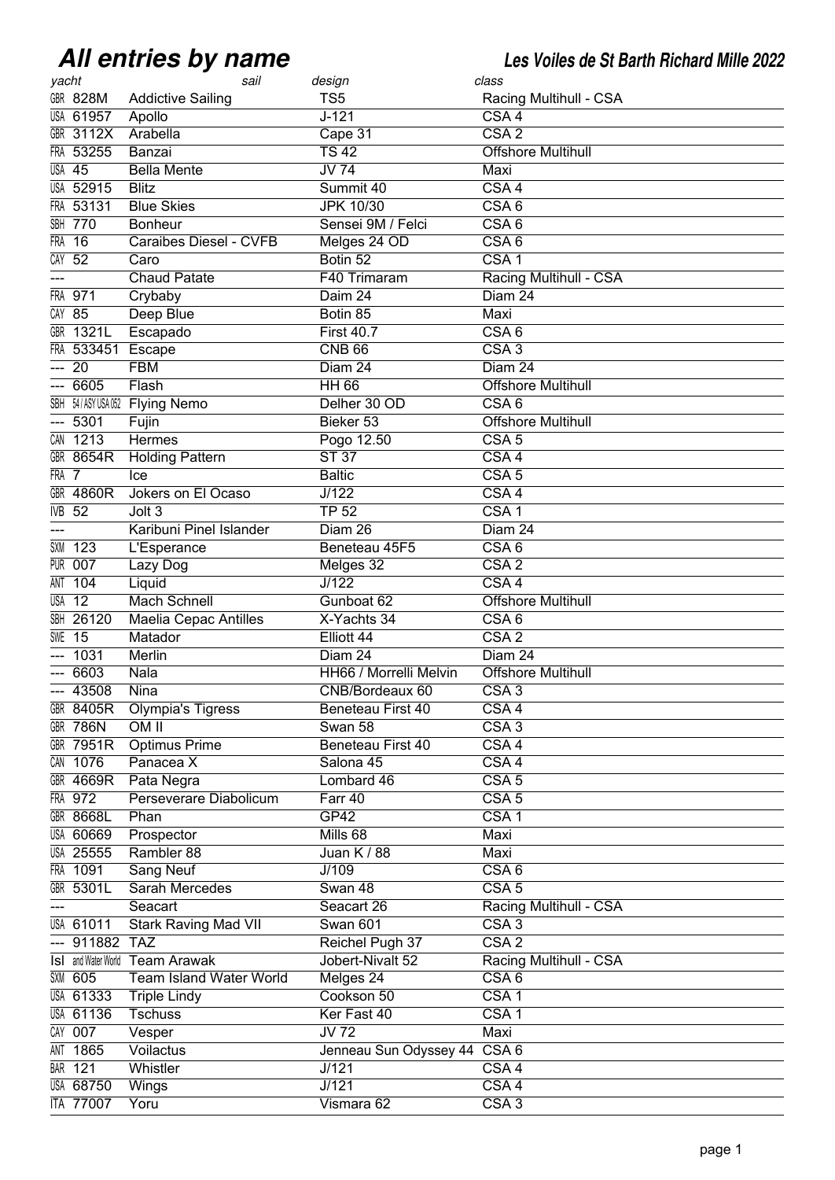# All entries by name

**Les Voiles de St Barth Richard Mille 2022**

| yacht | sail | design | class |
|---|---|---|---|
| GBR 828M | Addictive Sailing | TS5 | Racing Multihull - CSA |
| USA 61957 | Apollo | J-121 | CSA 4 |
| GBR 3112X | Arabella | Cape 31 | CSA 2 |
| FRA 53255 | Banzai | TS 42 | Offshore Multihull |
| USA 45 | Bella Mente | JV 74 | Maxi |
| USA 52915 | Blitz | Summit 40 | CSA 4 |
| FRA 53131 | Blue Skies | JPK 10/30 | CSA 6 |
| SBH 770 | Bonheur | Sensei 9M / Felci | CSA 6 |
| FRA 16 | Caraibes Diesel - CVFB | Melges 24 OD | CSA 6 |
| CAY 52 | Caro | Botin 52 | CSA 1 |
| --- | Chaud Patate | F40 Trimaram | Racing Multihull - CSA |
| FRA 971 | Crybaby | Daim 24 | Diam 24 |
| CAY 85 | Deep Blue | Botin 85 | Maxi |
| GBR 1321L | Escapado | First 40.7 | CSA 6 |
| FRA 533451 | Escape | CNB 66 | CSA 3 |
| --- 20 | FBM | Diam 24 | Diam 24 |
| --- 6605 | Flash | HH 66 | Offshore Multihull |
| SBH 54 / ASY USA 052 | Flying Nemo | Delher 30 OD | CSA 6 |
| --- 5301 | Fujin | Bieker 53 | Offshore Multihull |
| CAN 1213 | Hermes | Pogo 12.50 | CSA 5 |
| GBR 8654R | Holding Pattern | ST 37 | CSA 4 |
| FRA 7 | Ice | Baltic | CSA 5 |
| GBR 4860R | Jokers on El Ocaso | J/122 | CSA 4 |
| IVB 52 | Jolt 3 | TP 52 | CSA 1 |
| --- | Karibuni Pinel Islander | Diam 26 | Diam 24 |
| SXM 123 | L'Esperance | Beneteau 45F5 | CSA 6 |
| PUR 007 | Lazy Dog | Melges 32 | CSA 2 |
| ANT 104 | Liquid | J/122 | CSA 4 |
| USA 12 | Mach Schnell | Gunboat 62 | Offshore Multihull |
| SBH 26120 | Maelia Cepac Antilles | X-Yachts 34 | CSA 6 |
| SWE 15 | Matador | Elliott 44 | CSA 2 |
| --- 1031 | Merlin | Diam 24 | Diam 24 |
| --- 6603 | Nala | HH66 / Morrelli Melvin | Offshore Multihull |
| --- 43508 | Nina | CNB/Bordeaux 60 | CSA 3 |
| GBR 8405R | Olympia's Tigress | Beneteau First 40 | CSA 4 |
| GBR 786N | OM II | Swan 58 | CSA 3 |
| GBR 7951R | Optimus Prime | Beneteau First 40 | CSA 4 |
| CAN 1076 | Panacea X | Salona 45 | CSA 4 |
| GBR 4669R | Pata Negra | Lombard 46 | CSA 5 |
| FRA 972 | Perseverare Diabolicum | Farr 40 | CSA 5 |
| GBR 8668L | Phan | GP42 | CSA 1 |
| USA 60669 | Prospector | Mills 68 | Maxi |
| USA 25555 | Rambler 88 | Juan K / 88 | Maxi |
| FRA 1091 | Sang Neuf | J/109 | CSA 6 |
| GBR 5301L | Sarah Mercedes | Swan 48 | CSA 5 |
| --- | Seacart | Seacart 26 | Racing Multihull - CSA |
| USA 61011 | Stark Raving Mad VII | Swan 601 | CSA 3 |
| --- 911882 | TAZ | Reichel Pugh 37 | CSA 2 |
| Isl and Water World | Team Arawak | Jobert-Nivalt 52 | Racing Multihull - CSA |
| SXM 605 | Team Island Water World | Melges 24 | CSA 6 |
| USA 61333 | Triple Lindy | Cookson 50 | CSA 1 |
| USA 61136 | Tschuss | Ker Fast 40 | CSA 1 |
| CAY 007 | Vesper | JV 72 | Maxi |
| ANT 1865 | Voilactus | Jenneau Sun Odyssey 44 | CSA 6 |
| BAR 121 | Whistler | J/121 | CSA 4 |
| USA 68750 | Wings | J/121 | CSA 4 |
| ITA 77007 | Yoru | Vismara 62 | CSA 3 |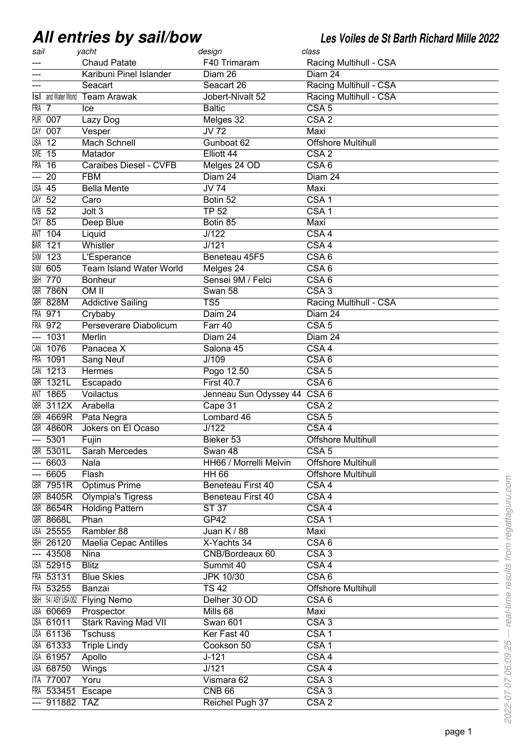# All entries by sail/bow

**Les Voiles de St Barth Richard Mille 2022**

| sail | | yacht | design | class |
|---|---|---|---|---|
| --- | | Chaud Patate | F40 Trimaram | Racing Multihull - CSA |
| --- | | Karibuni Pinel Islander | Diam 26 | Diam 24 |
| --- | | Seacart | Seacart 26 | Racing Multihull - CSA |
| Isl | and Water World | Team Arawak | Jobert-Nivalt 52 | Racing Multihull - CSA |
| FRA | 7 | Ice | Baltic | CSA 5 |
| PUR | 007 | Lazy Dog | Melges 32 | CSA 2 |
| CAY | 007 | Vesper | JV 72 | Maxi |
| USA | 12 | Mach Schnell | Gunboat 62 | Offshore Multihull |
| SWE | 15 | Matador | Elliott 44 | CSA 2 |
| FRA | 16 | Caraibes Diesel - CVFB | Melges 24 OD | CSA 6 |
| --- | 20 | FBM | Diam 24 | Diam 24 |
| USA | 45 | Bella Mente | JV 74 | Maxi |
| CAY | 52 | Caro | Botin 52 | CSA 1 |
| IVB | 52 | Jolt 3 | TP 52 | CSA 1 |
| CAY | 85 | Deep Blue | Botin 85 | Maxi |
| ANT | 104 | Liquid | J/122 | CSA 4 |
| BAR | 121 | Whistler | J/121 | CSA 4 |
| SXM | 123 | L'Esperance | Beneteau 45F5 | CSA 6 |
| SXM | 605 | Team Island Water World | Melges 24 | CSA 6 |
| SBH | 770 | Bonheur | Sensei 9M / Felci | CSA 6 |
| GBR | 786N | OM II | Swan 58 | CSA 3 |
| GBR | 828M | Addictive Sailing | TS5 | Racing Multihull - CSA |
| FRA | 971 | Crybaby | Daim 24 | Diam 24 |
| FRA | 972 | Perseverare Diabolicum | Farr 40 | CSA 5 |
| --- | 1031 | Merlin | Diam 24 | Diam 24 |
| CAN | 1076 | Panacea X | Salona 45 | CSA 4 |
| FRA | 1091 | Sang Neuf | J/109 | CSA 6 |
| CAN | 1213 | Hermes | Pogo 12.50 | CSA 5 |
| GBR | 1321L | Escapado | First 40.7 | CSA 6 |
| ANT | 1865 | Voilactus | Jenneau Sun Odyssey 44 | CSA 6 |
| GBR | 3112X | Arabella | Cape 31 | CSA 2 |
| GBR | 4669R | Pata Negra | Lombard 46 | CSA 5 |
| GBR | 4860R | Jokers on El Ocaso | J/122 | CSA 4 |
| --- | 5301 | Fujin | Bieker 53 | Offshore Multihull |
| GBR | 5301L | Sarah Mercedes | Swan 48 | CSA 5 |
| --- | 6603 | Nala | HH66 / Morrelli Melvin | Offshore Multihull |
| --- | 6605 | Flash | HH 66 | Offshore Multihull |
| GBR | 7951R | Optimus Prime | Beneteau First 40 | CSA 4 |
| GBR | 8405R | Olympia's Tigress | Beneteau First 40 | CSA 4 |
| GBR | 8654R | Holding Pattern | ST 37 | CSA 4 |
| GBR | 8668L | Phan | GP42 | CSA 1 |
| USA | 25555 | Rambler 88 | Juan K / 88 | Maxi |
| SBH | 26120 | Maelia Cepac Antilles | X-Yachts 34 | CSA 6 |
| --- | 43508 | Nina | CNB/Bordeaux 60 | CSA 3 |
| USA | 52915 | Blitz | Summit 40 | CSA 4 |
| FRA | 53131 | Blue Skies | JPK 10/30 | CSA 6 |
| FRA | 53255 | Banzai | TS 42 | Offshore Multihull |
| SBH | 54 / ASY USA 052 | Flying Nemo | Delher 30 OD | CSA 6 |
| USA | 60669 | Prospector | Mills 68 | Maxi |
| USA | 61011 | Stark Raving Mad VII | Swan 601 | CSA 3 |
| USA | 61136 | Tschuss | Ker Fast 40 | CSA 1 |
| USA | 61333 | Triple Lindy | Cookson 50 | CSA 1 |
| USA | 61957 | Apollo | J-121 | CSA 4 |
| USA | 68750 | Wings | J/121 | CSA 4 |
| ITA | 77007 | Yoru | Vismara 62 | CSA 3 |
| FRA | 533451 | Escape | CNB 66 | CSA 3 |
| --- | 911882 | TAZ | Reichel Pugh 37 | CSA 2 |

2022-07-07 06:09:25 --- real-time results from regattaguru.com